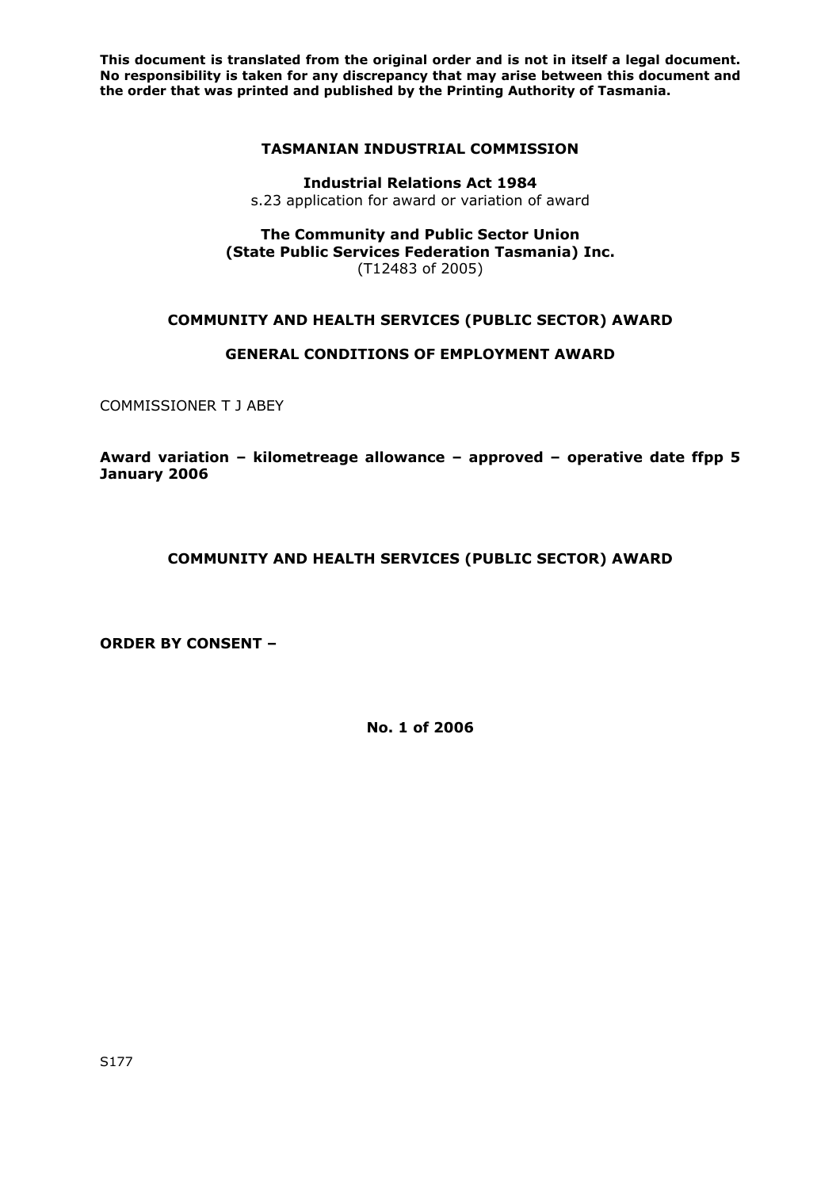**This document is translated from the original order and is not in itself a legal document. No responsibility is taken for any discrepancy that may arise between this document and the order that was printed and published by the Printing Authority of Tasmania.**

# TASMANIAN INDUSTRIAL COMMISSION

**Industrial Relations Act 1984**
s.23 application for award or variation of award

**The Community and Public Sector Union**
**(State Public Services Federation Tasmania) Inc.**
(T12483 of 2005)

## COMMUNITY AND HEALTH SERVICES (PUBLIC SECTOR) AWARD

## GENERAL CONDITIONS OF EMPLOYMENT AWARD

COMMISSIONER T J ABEY

**Award variation – kilometreage allowance – approved – operative date ffpp 5 January 2006**

## COMMUNITY AND HEALTH SERVICES (PUBLIC SECTOR) AWARD

**ORDER BY CONSENT –**

**No. 1 of 2006**

S177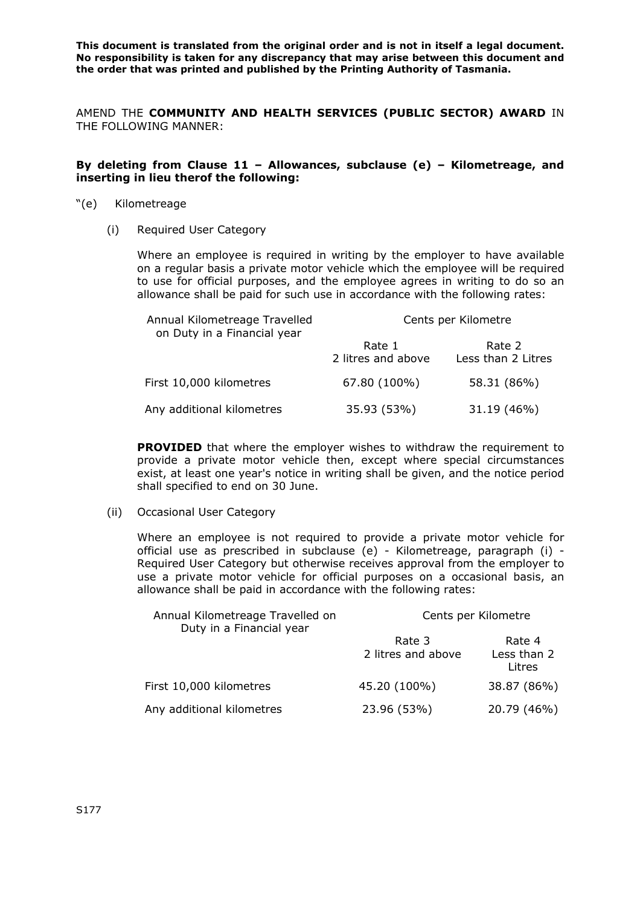**This document is translated from the original order and is not in itself a legal document. No responsibility is taken for any discrepancy that may arise between this document and the order that was printed and published by the Printing Authority of Tasmania.**

AMEND THE **COMMUNITY AND HEALTH SERVICES (PUBLIC SECTOR) AWARD** IN THE FOLLOWING MANNER:

**By deleting from Clause 11 – Allowances, subclause (e) – Kilometreage, and inserting in lieu therof the following:**

"(e) Kilometreage

(i) Required User Category

Where an employee is required in writing by the employer to have available on a regular basis a private motor vehicle which the employee will be required to use for official purposes, and the employee agrees in writing to do so an allowance shall be paid for such use in accordance with the following rates:

| Annual Kilometreage Travelled on Duty in a Financial year | Cents per Kilometre | |
|---|---|---|
| | Rate 1<br>2 litres and above | Rate 2<br>Less than 2 Litres |
| First 10,000 kilometres | 67.80 (100%) | 58.31 (86%) |
| Any additional kilometres | 35.93 (53%) | 31.19 (46%) |

**PROVIDED** that where the employer wishes to withdraw the requirement to provide a private motor vehicle then, except where special circumstances exist, at least one year's notice in writing shall be given, and the notice period shall specified to end on 30 June.

(ii) Occasional User Category

Where an employee is not required to provide a private motor vehicle for official use as prescribed in subclause (e) - Kilometreage, paragraph (i) - Required User Category but otherwise receives approval from the employer to use a private motor vehicle for official purposes on a occasional basis, an allowance shall be paid in accordance with the following rates:

| Annual Kilometreage Travelled on Duty in a Financial year | Cents per Kilometre | |
|---|---|---|
| | Rate 3<br>2 litres and above | Rate 4<br>Less than 2 Litres |
| First 10,000 kilometres | 45.20 (100%) | 38.87 (86%) |
| Any additional kilometres | 23.96 (53%) | 20.79 (46%) |

S177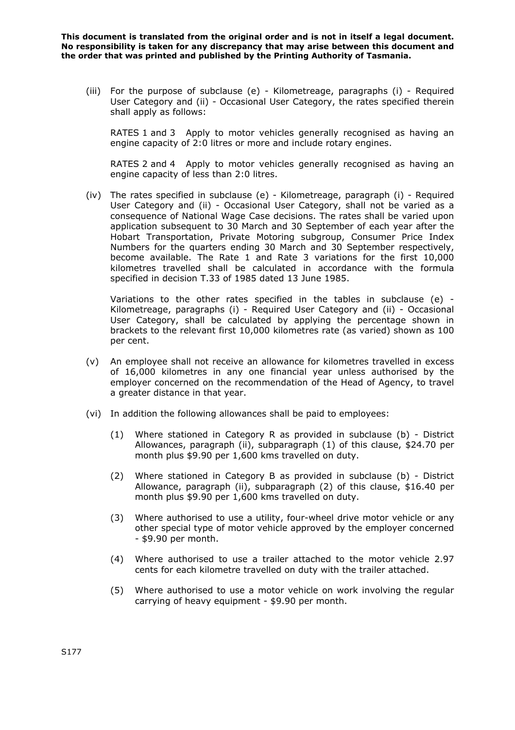(iii) For the purpose of subclause (e) - Kilometreage, paragraphs (i) - Required User Category and (ii) - Occasional User Category, the rates specified therein shall apply as follows:

RATES 1 and 3 Apply to motor vehicles generally recognised as having an engine capacity of 2:0 litres or more and include rotary engines.

RATES 2 and 4 Apply to motor vehicles generally recognised as having an engine capacity of less than 2:0 litres.

(iv) The rates specified in subclause (e) - Kilometreage, paragraph (i) - Required User Category and (ii) - Occasional User Category, shall not be varied as a consequence of National Wage Case decisions. The rates shall be varied upon application subsequent to 30 March and 30 September of each year after the Hobart Transportation, Private Motoring subgroup, Consumer Price Index Numbers for the quarters ending 30 March and 30 September respectively, become available. The Rate 1 and Rate 3 variations for the first 10,000 kilometres travelled shall be calculated in accordance with the formula specified in decision T.33 of 1985 dated 13 June 1985.

Variations to the other rates specified in the tables in subclause (e) - Kilometreage, paragraphs (i) - Required User Category and (ii) - Occasional User Category, shall be calculated by applying the percentage shown in brackets to the relevant first 10,000 kilometres rate (as varied) shown as 100 per cent.

(v) An employee shall not receive an allowance for kilometres travelled in excess of 16,000 kilometres in any one financial year unless authorised by the employer concerned on the recommendation of the Head of Agency, to travel a greater distance in that year.

(vi) In addition the following allowances shall be paid to employees:

(1) Where stationed in Category R as provided in subclause (b) - District Allowances, paragraph (ii), subparagraph (1) of this clause, $24.70 per month plus $9.90 per 1,600 kms travelled on duty.

(2) Where stationed in Category B as provided in subclause (b) - District Allowance, paragraph (ii), subparagraph (2) of this clause, $16.40 per month plus $9.90 per 1,600 kms travelled on duty.

(3) Where authorised to use a utility, four-wheel drive motor vehicle or any other special type of motor vehicle approved by the employer concerned - $9.90 per month.

(4) Where authorised to use a trailer attached to the motor vehicle 2.97 cents for each kilometre travelled on duty with the trailer attached.

(5) Where authorised to use a motor vehicle on work involving the regular carrying of heavy equipment - $9.90 per month.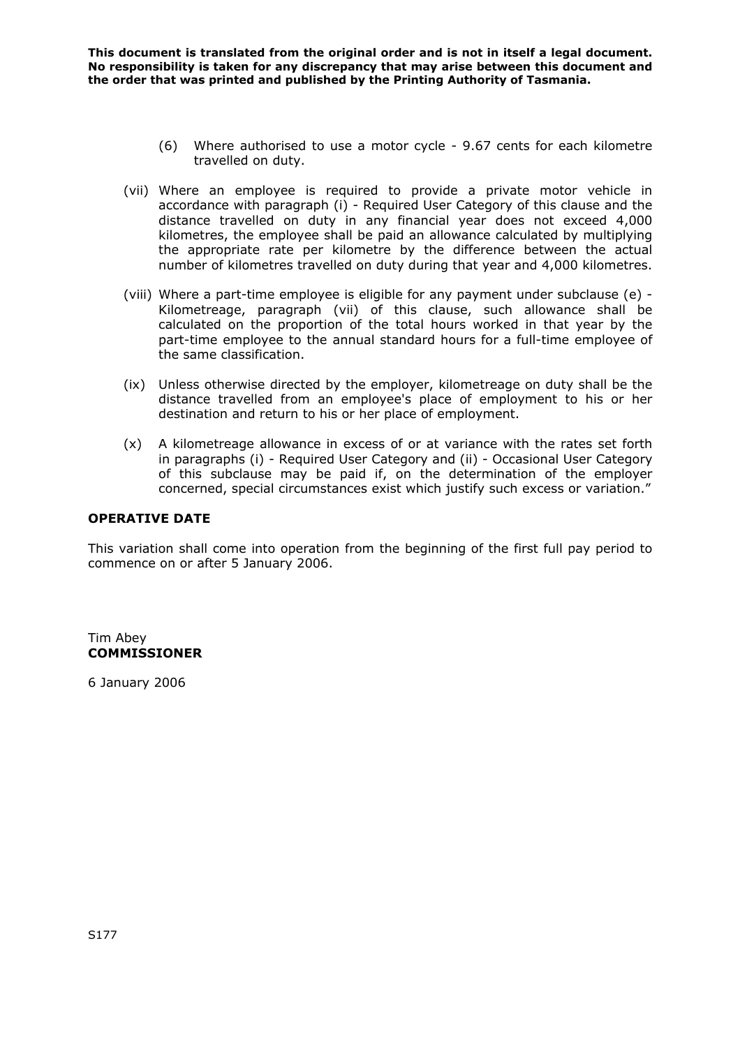This document is translated from the original order and is not in itself a legal document. No responsibility is taken for any discrepancy that may arise between this document and the order that was printed and published by the Printing Authority of Tasmania.

(6) Where authorised to use a motor cycle - 9.67 cents for each kilometre travelled on duty.

(vii) Where an employee is required to provide a private motor vehicle in accordance with paragraph (i) - Required User Category of this clause and the distance travelled on duty in any financial year does not exceed 4,000 kilometres, the employee shall be paid an allowance calculated by multiplying the appropriate rate per kilometre by the difference between the actual number of kilometres travelled on duty during that year and 4,000 kilometres.

(viii) Where a part-time employee is eligible for any payment under subclause (e) - Kilometreage, paragraph (vii) of this clause, such allowance shall be calculated on the proportion of the total hours worked in that year by the part-time employee to the annual standard hours for a full-time employee of the same classification.

(ix) Unless otherwise directed by the employer, kilometreage on duty shall be the distance travelled from an employee's place of employment to his or her destination and return to his or her place of employment.

(x) A kilometreage allowance in excess of or at variance with the rates set forth in paragraphs (i) - Required User Category and (ii) - Occasional User Category of this subclause may be paid if, on the determination of the employer concerned, special circumstances exist which justify such excess or variation."

**OPERATIVE DATE**

This variation shall come into operation from the beginning of the first full pay period to commence on or after 5 January 2006.

Tim Abey
**COMMISSIONER**

6 January 2006

S177